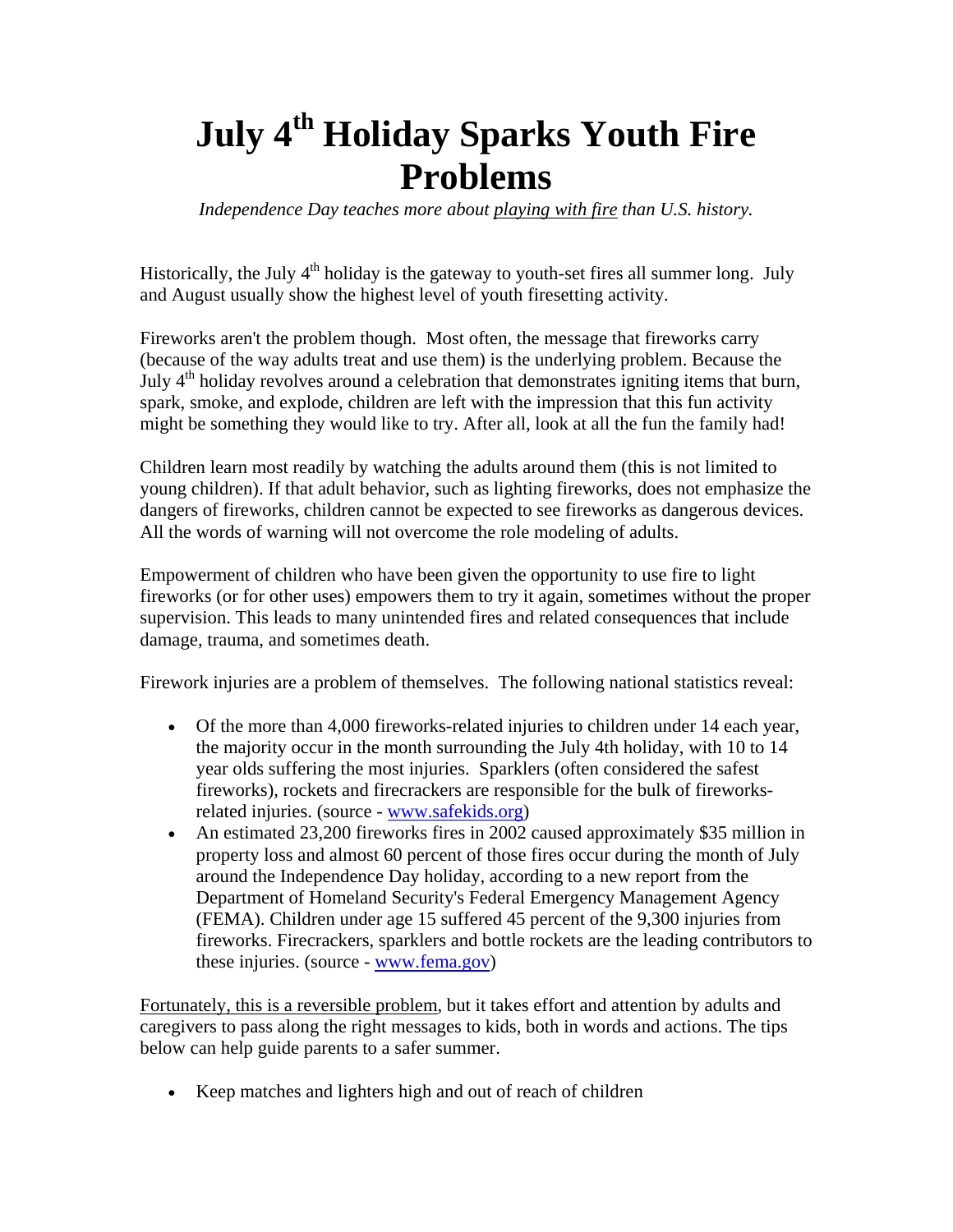# July 4th Holiday Sparks Youth Fire Problems

*Independence Day teaches more about playing with fire than U.S. history.*

Historically, the July 4th holiday is the gateway to youth-set fires all summer long. July and August usually show the highest level of youth firesetting activity.

Fireworks aren't the problem though. Most often, the message that fireworks carry (because of the way adults treat and use them) is the underlying problem. Because the July 4th holiday revolves around a celebration that demonstrates igniting items that burn, spark, smoke, and explode, children are left with the impression that this fun activity might be something they would like to try. After all, look at all the fun the family had!

Children learn most readily by watching the adults around them (this is not limited to young children). If that adult behavior, such as lighting fireworks, does not emphasize the dangers of fireworks, children cannot be expected to see fireworks as dangerous devices. All the words of warning will not overcome the role modeling of adults.

Empowerment of children who have been given the opportunity to use fire to light fireworks (or for other uses) empowers them to try it again, sometimes without the proper supervision. This leads to many unintended fires and related consequences that include damage, trauma, and sometimes death.

Firework injuries are a problem of themselves. The following national statistics reveal:

- Of the more than 4,000 fireworks-related injuries to children under 14 each year, the majority occur in the month surrounding the July 4th holiday, with 10 to 14 year olds suffering the most injuries. Sparklers (often considered the safest fireworks), rockets and firecrackers are responsible for the bulk of fireworks-related injuries. (source - www.safekids.org)
- An estimated 23,200 fireworks fires in 2002 caused approximately $35 million in property loss and almost 60 percent of those fires occur during the month of July around the Independence Day holiday, according to a new report from the Department of Homeland Security's Federal Emergency Management Agency (FEMA). Children under age 15 suffered 45 percent of the 9,300 injuries from fireworks. Firecrackers, sparklers and bottle rockets are the leading contributors to these injuries. (source - www.fema.gov)

Fortunately, this is a reversible problem, but it takes effort and attention by adults and caregivers to pass along the right messages to kids, both in words and actions. The tips below can help guide parents to a safer summer.

- Keep matches and lighters high and out of reach of children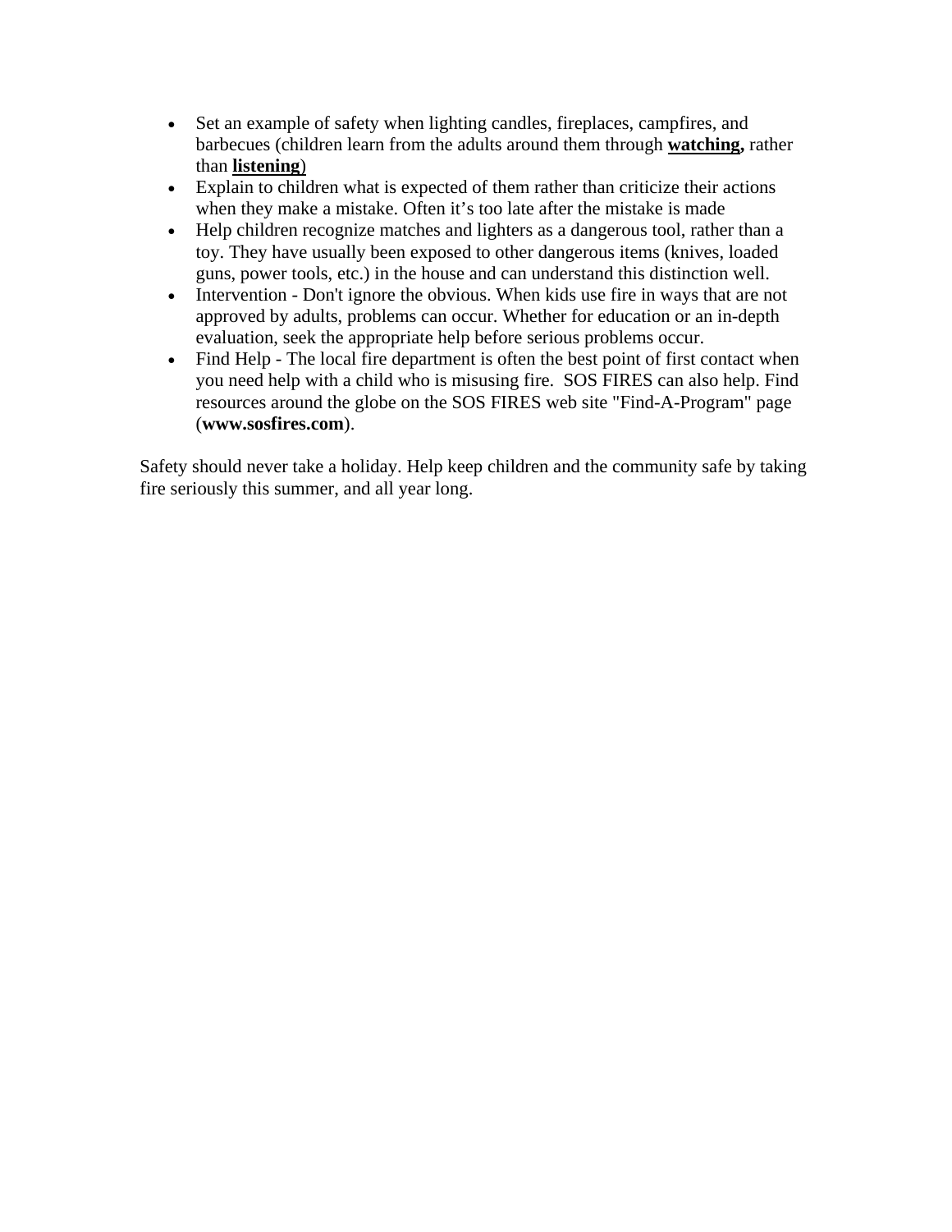- Set an example of safety when lighting candles, fireplaces, campfires, and barbecues (children learn from the adults around them through **watching,** rather than **listening**)
- Explain to children what is expected of them rather than criticize their actions when they make a mistake. Often it's too late after the mistake is made
- Help children recognize matches and lighters as a dangerous tool, rather than a toy. They have usually been exposed to other dangerous items (knives, loaded guns, power tools, etc.) in the house and can understand this distinction well.
- Intervention - Don't ignore the obvious. When kids use fire in ways that are not approved by adults, problems can occur. Whether for education or an in-depth evaluation, seek the appropriate help before serious problems occur.
- Find Help - The local fire department is often the best point of first contact when you need help with a child who is misusing fire. SOS FIRES can also help. Find resources around the globe on the SOS FIRES web site "Find-A-Program" page (**www.sosfires.com**).

Safety should never take a holiday. Help keep children and the community safe by taking fire seriously this summer, and all year long.